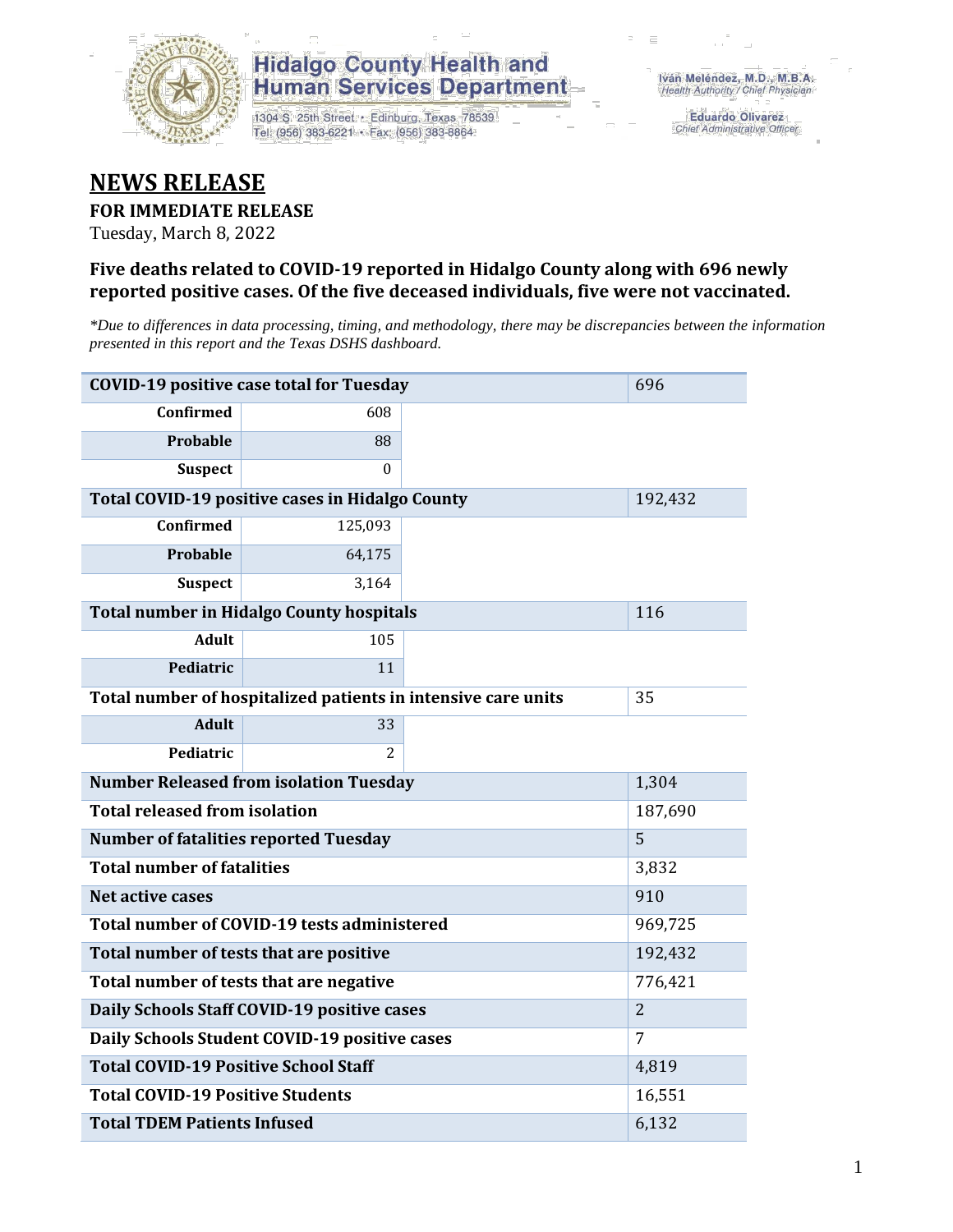Hidalgo County Health and Human Services Department

1304 S. 25th Street • Edinburg, Texas 78539
Tel: (956) 383-6221 • Fax: (956) 383-8864

Iván Meléndez, M.D., M.B.A.
*Health Authority / Chief Physician*

Eduardo Olivarez
*Chief Administrative Officer*

# NEWS RELEASE

**FOR IMMEDIATE RELEASE**

Tuesday, March 8, 2022

### Five deaths related to COVID-19 reported in Hidalgo County along with 696 newly reported positive cases. Of the five deceased individuals, five were not vaccinated.

*\*Due to differences in data processing, timing, and methodology, there may be discrepancies between the information presented in this report and the Texas DSHS dashboard.*

| | | |
|---|---|---|
| **COVID-19 positive case total for Tuesday** | | 696 |
| **Confirmed** | 608 | |
| **Probable** | 88 | |
| **Suspect** | 0 | |
| **Total COVID-19 positive cases in Hidalgo County** | | 192,432 |
| **Confirmed** | 125,093 | |
| **Probable** | 64,175 | |
| **Suspect** | 3,164 | |
| **Total number in Hidalgo County hospitals** | | 116 |
| **Adult** | 105 | |
| **Pediatric** | 11 | |
| **Total number of hospitalized patients in intensive care units** | | 35 |
| **Adult** | 33 | |
| **Pediatric** | 2 | |
| **Number Released from isolation Tuesday** | | 1,304 |
| **Total released from isolation** | | 187,690 |
| **Number of fatalities reported Tuesday** | | 5 |
| **Total number of fatalities** | | 3,832 |
| **Net active cases** | | 910 |
| **Total number of COVID-19 tests administered** | | 969,725 |
| **Total number of tests that are positive** | | 192,432 |
| **Total number of tests that are negative** | | 776,421 |
| **Daily Schools Staff COVID-19 positive cases** | | 2 |
| **Daily Schools Student COVID-19 positive cases** | | 7 |
| **Total COVID-19 Positive School Staff** | | 4,819 |
| **Total COVID-19 Positive Students** | | 16,551 |
| **Total TDEM Patients Infused** | | 6,132 |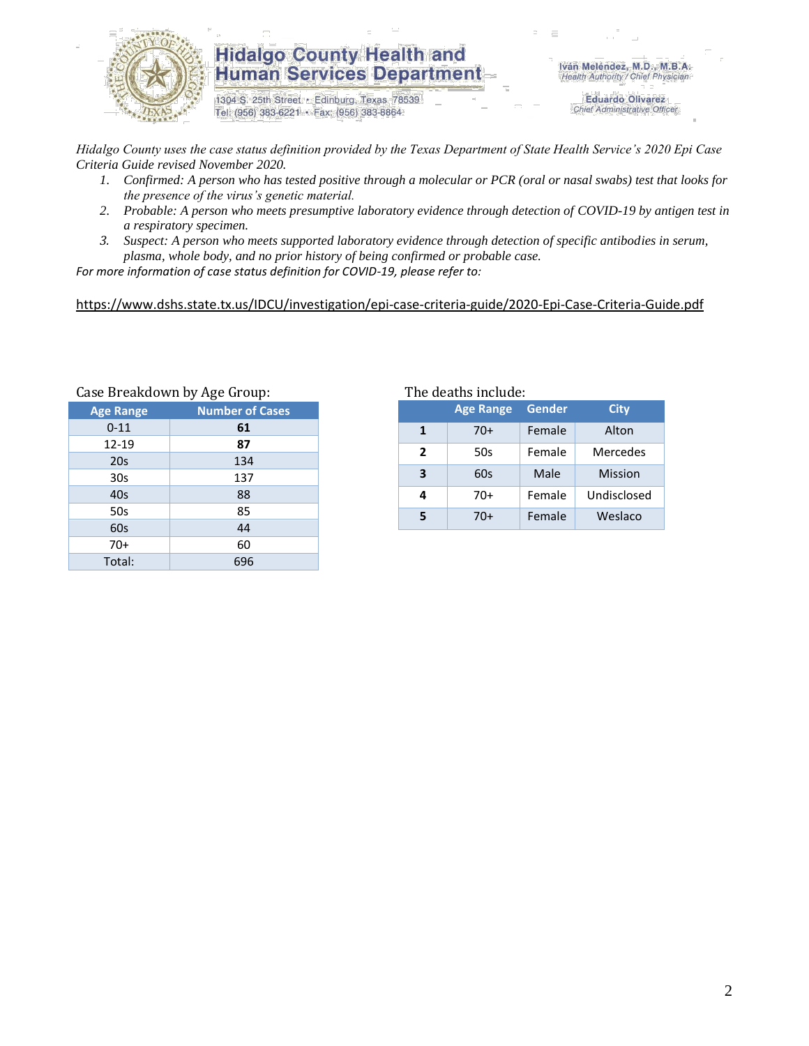Hidalgo County Health and Human Services Department

1304 S. 25th Street • Edinburg, Texas 78539
Tel: (956) 383-6221 • Fax: (956) 383-8864

Iván Meléndez, M.D., M.B.A.
Health Authority / Chief Physician

Eduardo Olivarez
Chief Administrative Officer

*Hidalgo County uses the case status definition provided by the Texas Department of State Health Service's 2020 Epi Case Criteria Guide revised November 2020.*

1. *Confirmed: A person who has tested positive through a molecular or PCR (oral or nasal swabs) test that looks for the presence of the virus's genetic material.*
2. *Probable: A person who meets presumptive laboratory evidence through detection of COVID-19 by antigen test in a respiratory specimen.*
3. *Suspect: A person who meets supported laboratory evidence through detection of specific antibodies in serum, plasma, whole body, and no prior history of being confirmed or probable case.*

*For more information of case status definition for COVID-19, please refer to:*

https://www.dshs.state.tx.us/IDCU/investigation/epi-case-criteria-guide/2020-Epi-Case-Criteria-Guide.pdf

Case Breakdown by Age Group:

| Age Range | Number of Cases |
|---|---|
| 0-11 | **61** |
| 12-19 | **87** |
| 20s | 134 |
| 30s | 137 |
| 40s | 88 |
| 50s | 85 |
| 60s | 44 |
| 70+ | 60 |
| Total: | 696 |

The deaths include:

| | Age Range | Gender | City |
|---|---|---|---|
| **1** | 70+ | Female | Alton |
| **2** | 50s | Female | Mercedes |
| **3** | 60s | Male | Mission |
| **4** | 70+ | Female | Undisclosed |
| **5** | 70+ | Female | Weslaco |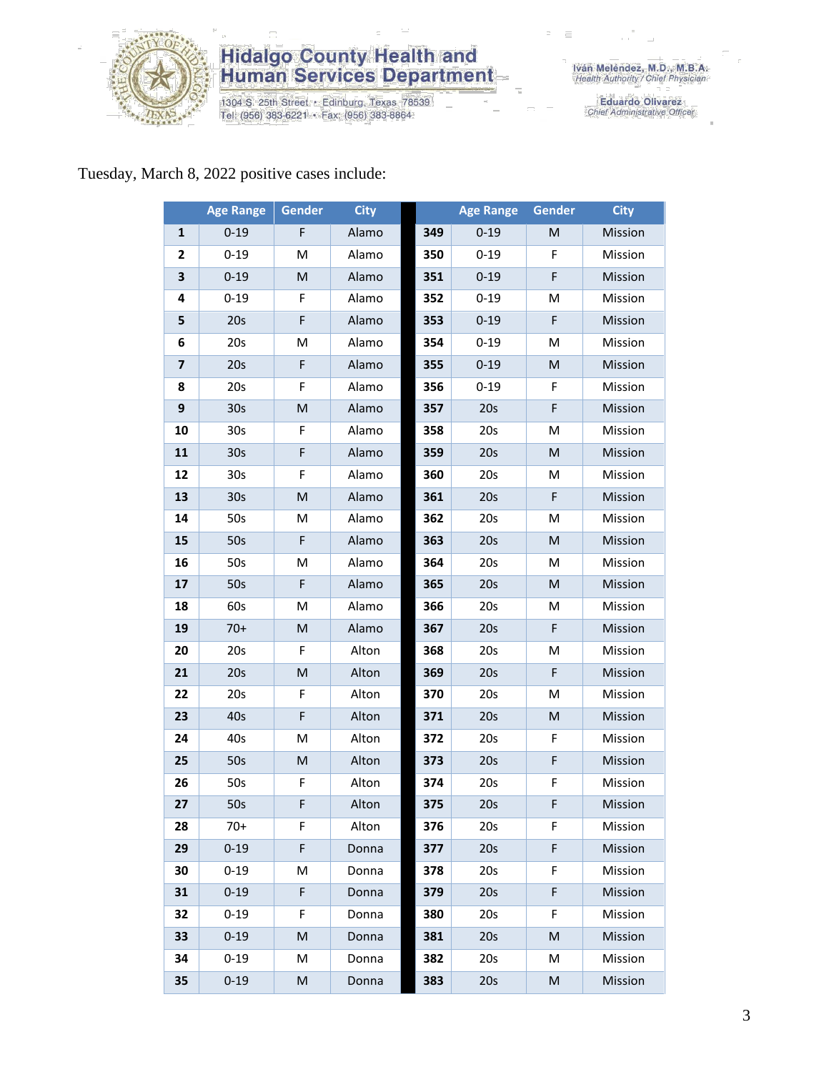Tuesday, March 8, 2022 positive cases include:

| | Age Range | Gender | City | | Age Range | Gender | City |
|---|---|---|---|---|---|---|---|
| **1** | 0-19 | F | Alamo | **349** | 0-19 | M | Mission |
| **2** | 0-19 | M | Alamo | **350** | 0-19 | F | Mission |
| **3** | 0-19 | M | Alamo | **351** | 0-19 | F | Mission |
| **4** | 0-19 | F | Alamo | **352** | 0-19 | M | Mission |
| **5** | 20s | F | Alamo | **353** | 0-19 | F | Mission |
| **6** | 20s | M | Alamo | **354** | 0-19 | M | Mission |
| **7** | 20s | F | Alamo | **355** | 0-19 | M | Mission |
| **8** | 20s | F | Alamo | **356** | 0-19 | F | Mission |
| **9** | 30s | M | Alamo | **357** | 20s | F | Mission |
| **10** | 30s | F | Alamo | **358** | 20s | M | Mission |
| **11** | 30s | F | Alamo | **359** | 20s | M | Mission |
| **12** | 30s | F | Alamo | **360** | 20s | M | Mission |
| **13** | 30s | M | Alamo | **361** | 20s | F | Mission |
| **14** | 50s | M | Alamo | **362** | 20s | M | Mission |
| **15** | 50s | F | Alamo | **363** | 20s | M | Mission |
| **16** | 50s | M | Alamo | **364** | 20s | M | Mission |
| **17** | 50s | F | Alamo | **365** | 20s | M | Mission |
| **18** | 60s | M | Alamo | **366** | 20s | M | Mission |
| **19** | 70+ | M | Alamo | **367** | 20s | F | Mission |
| **20** | 20s | F | Alton | **368** | 20s | M | Mission |
| **21** | 20s | M | Alton | **369** | 20s | F | Mission |
| **22** | 20s | F | Alton | **370** | 20s | M | Mission |
| **23** | 40s | F | Alton | **371** | 20s | M | Mission |
| **24** | 40s | M | Alton | **372** | 20s | F | Mission |
| **25** | 50s | M | Alton | **373** | 20s | F | Mission |
| **26** | 50s | F | Alton | **374** | 20s | F | Mission |
| **27** | 50s | F | Alton | **375** | 20s | F | Mission |
| **28** | 70+ | F | Alton | **376** | 20s | F | Mission |
| **29** | 0-19 | F | Donna | **377** | 20s | F | Mission |
| **30** | 0-19 | M | Donna | **378** | 20s | F | Mission |
| **31** | 0-19 | F | Donna | **379** | 20s | F | Mission |
| **32** | 0-19 | F | Donna | **380** | 20s | F | Mission |
| **33** | 0-19 | M | Donna | **381** | 20s | M | Mission |
| **34** | 0-19 | M | Donna | **382** | 20s | M | Mission |
| **35** | 0-19 | M | Donna | **383** | 20s | M | Mission |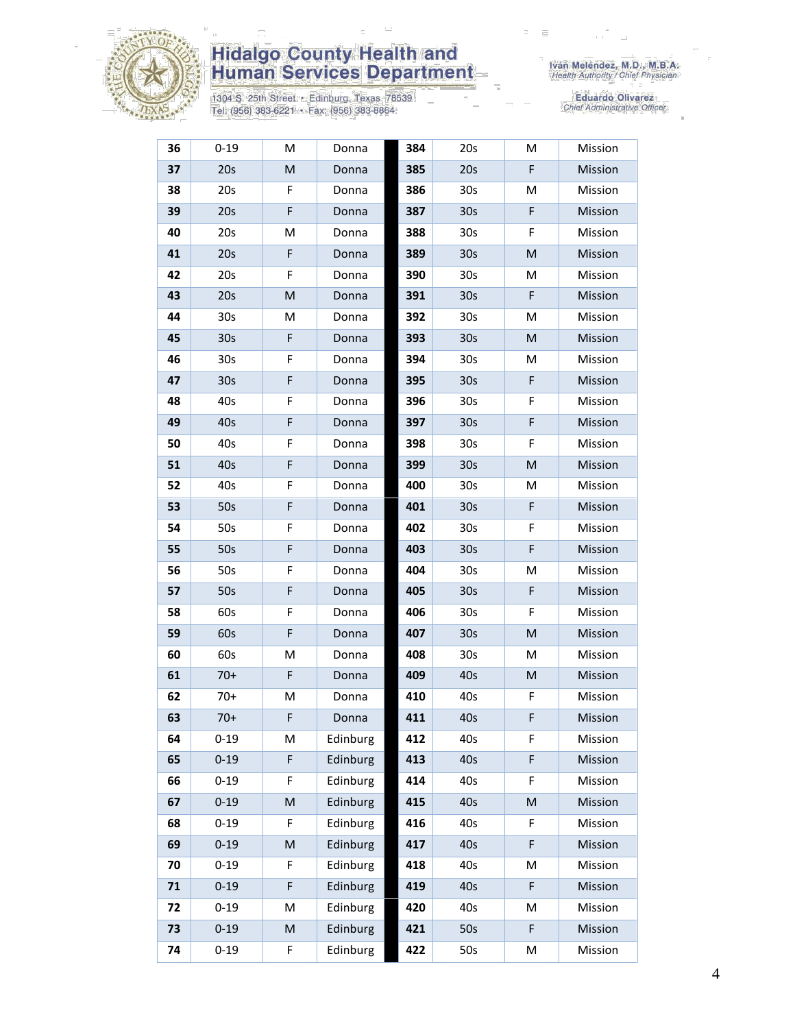| 36 | 0-19 | M | Donna | | 384 | 20s | M | Mission |
|---|---|---|---|---|---|---|---|---|
| 37 | 20s | M | Donna | | 385 | 20s | F | Mission |
| 38 | 20s | F | Donna | | 386 | 30s | M | Mission |
| 39 | 20s | F | Donna | | 387 | 30s | F | Mission |
| 40 | 20s | M | Donna | | 388 | 30s | F | Mission |
| 41 | 20s | F | Donna | | 389 | 30s | M | Mission |
| 42 | 20s | F | Donna | | 390 | 30s | M | Mission |
| 43 | 20s | M | Donna | | 391 | 30s | F | Mission |
| 44 | 30s | M | Donna | | 392 | 30s | M | Mission |
| 45 | 30s | F | Donna | | 393 | 30s | M | Mission |
| 46 | 30s | F | Donna | | 394 | 30s | M | Mission |
| 47 | 30s | F | Donna | | 395 | 30s | F | Mission |
| 48 | 40s | F | Donna | | 396 | 30s | F | Mission |
| 49 | 40s | F | Donna | | 397 | 30s | F | Mission |
| 50 | 40s | F | Donna | | 398 | 30s | F | Mission |
| 51 | 40s | F | Donna | | 399 | 30s | M | Mission |
| 52 | 40s | F | Donna | | 400 | 30s | M | Mission |
| 53 | 50s | F | Donna | | 401 | 30s | F | Mission |
| 54 | 50s | F | Donna | | 402 | 30s | F | Mission |
| 55 | 50s | F | Donna | | 403 | 30s | F | Mission |
| 56 | 50s | F | Donna | | 404 | 30s | M | Mission |
| 57 | 50s | F | Donna | | 405 | 30s | F | Mission |
| 58 | 60s | F | Donna | | 406 | 30s | F | Mission |
| 59 | 60s | F | Donna | | 407 | 30s | M | Mission |
| 60 | 60s | M | Donna | | 408 | 30s | M | Mission |
| 61 | 70+ | F | Donna | | 409 | 40s | M | Mission |
| 62 | 70+ | M | Donna | | 410 | 40s | F | Mission |
| 63 | 70+ | F | Donna | | 411 | 40s | F | Mission |
| 64 | 0-19 | M | Edinburg | | 412 | 40s | F | Mission |
| 65 | 0-19 | F | Edinburg | | 413 | 40s | F | Mission |
| 66 | 0-19 | F | Edinburg | | 414 | 40s | F | Mission |
| 67 | 0-19 | M | Edinburg | | 415 | 40s | M | Mission |
| 68 | 0-19 | F | Edinburg | | 416 | 40s | F | Mission |
| 69 | 0-19 | M | Edinburg | | 417 | 40s | F | Mission |
| 70 | 0-19 | F | Edinburg | | 418 | 40s | M | Mission |
| 71 | 0-19 | F | Edinburg | | 419 | 40s | F | Mission |
| 72 | 0-19 | M | Edinburg | | 420 | 40s | M | Mission |
| 73 | 0-19 | M | Edinburg | | 421 | 50s | F | Mission |
| 74 | 0-19 | F | Edinburg | | 422 | 50s | M | Mission |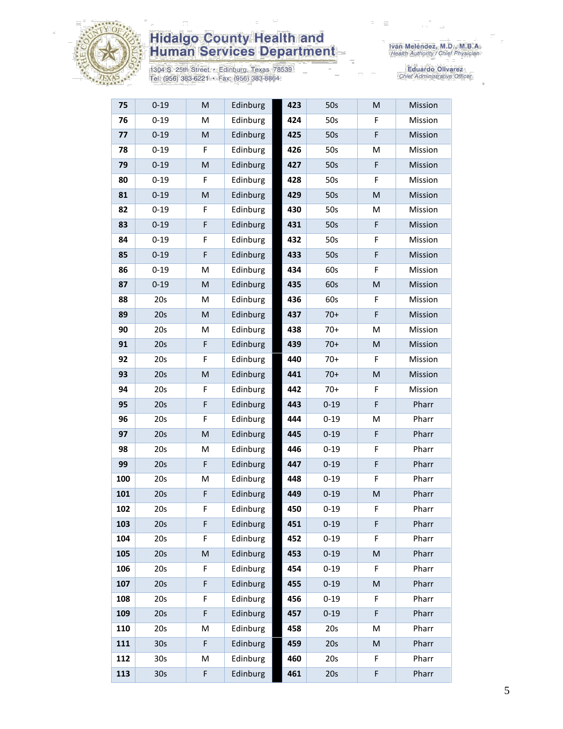| 75 | 0-19 | M | Edinburg | 423 | 50s | M | Mission |
|---|---|---|---|---|---|---|---|
| 76 | 0-19 | M | Edinburg | 424 | 50s | F | Mission |
| 77 | 0-19 | M | Edinburg | 425 | 50s | F | Mission |
| 78 | 0-19 | F | Edinburg | 426 | 50s | M | Mission |
| 79 | 0-19 | M | Edinburg | 427 | 50s | F | Mission |
| 80 | 0-19 | F | Edinburg | 428 | 50s | F | Mission |
| 81 | 0-19 | M | Edinburg | 429 | 50s | M | Mission |
| 82 | 0-19 | F | Edinburg | 430 | 50s | M | Mission |
| 83 | 0-19 | F | Edinburg | 431 | 50s | F | Mission |
| 84 | 0-19 | F | Edinburg | 432 | 50s | F | Mission |
| 85 | 0-19 | F | Edinburg | 433 | 50s | F | Mission |
| 86 | 0-19 | M | Edinburg | 434 | 60s | F | Mission |
| 87 | 0-19 | M | Edinburg | 435 | 60s | M | Mission |
| 88 | 20s | M | Edinburg | 436 | 60s | F | Mission |
| 89 | 20s | M | Edinburg | 437 | 70+ | F | Mission |
| 90 | 20s | M | Edinburg | 438 | 70+ | M | Mission |
| 91 | 20s | F | Edinburg | 439 | 70+ | M | Mission |
| 92 | 20s | F | Edinburg | 440 | 70+ | F | Mission |
| 93 | 20s | M | Edinburg | 441 | 70+ | M | Mission |
| 94 | 20s | F | Edinburg | 442 | 70+ | F | Mission |
| 95 | 20s | F | Edinburg | 443 | 0-19 | F | Pharr |
| 96 | 20s | F | Edinburg | 444 | 0-19 | M | Pharr |
| 97 | 20s | M | Edinburg | 445 | 0-19 | F | Pharr |
| 98 | 20s | M | Edinburg | 446 | 0-19 | F | Pharr |
| 99 | 20s | F | Edinburg | 447 | 0-19 | F | Pharr |
| 100 | 20s | M | Edinburg | 448 | 0-19 | F | Pharr |
| 101 | 20s | F | Edinburg | 449 | 0-19 | M | Pharr |
| 102 | 20s | F | Edinburg | 450 | 0-19 | F | Pharr |
| 103 | 20s | F | Edinburg | 451 | 0-19 | F | Pharr |
| 104 | 20s | F | Edinburg | 452 | 0-19 | F | Pharr |
| 105 | 20s | M | Edinburg | 453 | 0-19 | M | Pharr |
| 106 | 20s | F | Edinburg | 454 | 0-19 | F | Pharr |
| 107 | 20s | F | Edinburg | 455 | 0-19 | M | Pharr |
| 108 | 20s | F | Edinburg | 456 | 0-19 | F | Pharr |
| 109 | 20s | F | Edinburg | 457 | 0-19 | F | Pharr |
| 110 | 20s | M | Edinburg | 458 | 20s | M | Pharr |
| 111 | 30s | F | Edinburg | 459 | 20s | M | Pharr |
| 112 | 30s | M | Edinburg | 460 | 20s | F | Pharr |
| 113 | 30s | F | Edinburg | 461 | 20s | F | Pharr |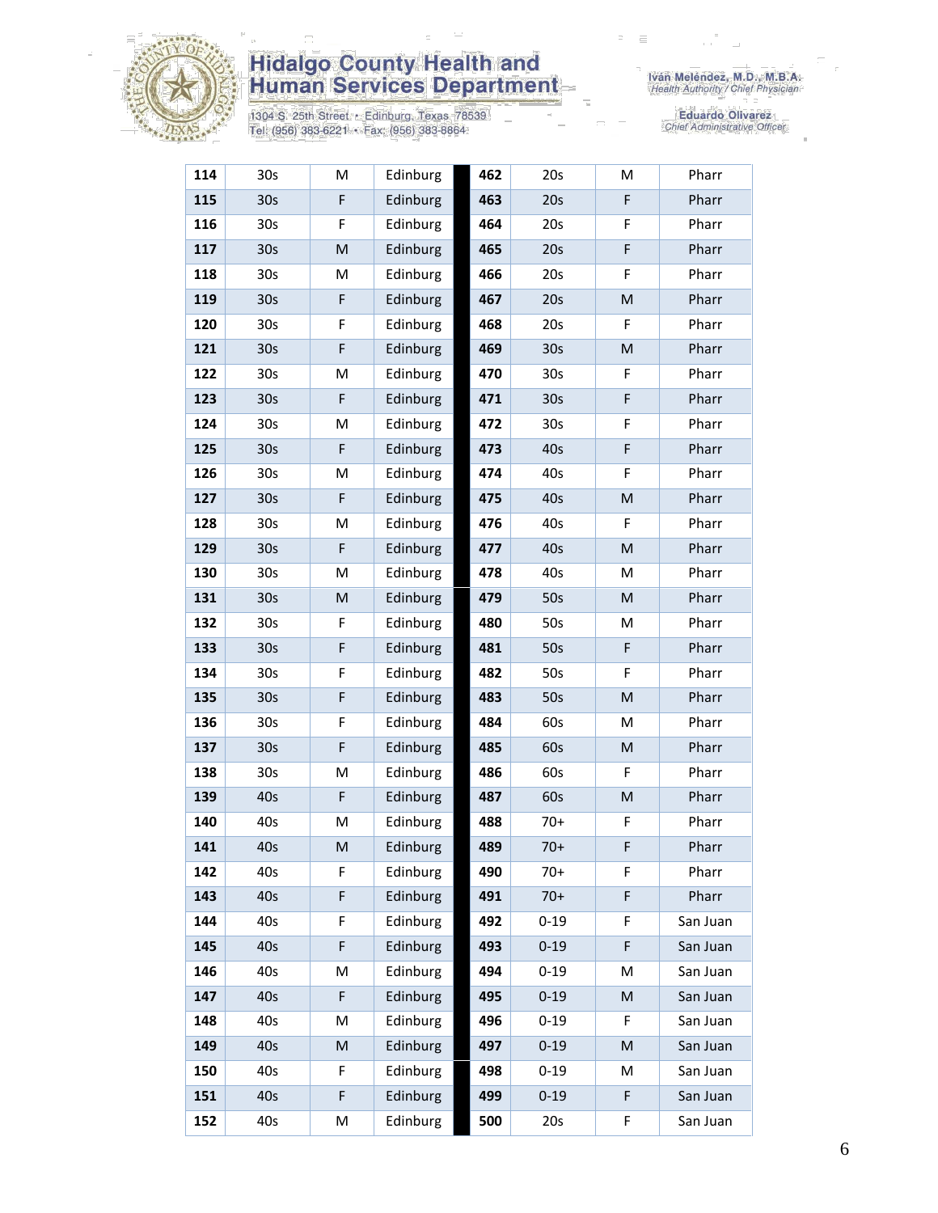| 114 | 30s | M | Edinburg | 462 | 20s | M | Pharr |
|---|---|---|---|---|---|---|---|
| 115 | 30s | F | Edinburg | 463 | 20s | F | Pharr |
| 116 | 30s | F | Edinburg | 464 | 20s | F | Pharr |
| 117 | 30s | M | Edinburg | 465 | 20s | F | Pharr |
| 118 | 30s | M | Edinburg | 466 | 20s | F | Pharr |
| 119 | 30s | F | Edinburg | 467 | 20s | M | Pharr |
| 120 | 30s | F | Edinburg | 468 | 20s | F | Pharr |
| 121 | 30s | F | Edinburg | 469 | 30s | M | Pharr |
| 122 | 30s | M | Edinburg | 470 | 30s | F | Pharr |
| 123 | 30s | F | Edinburg | 471 | 30s | F | Pharr |
| 124 | 30s | M | Edinburg | 472 | 30s | F | Pharr |
| 125 | 30s | F | Edinburg | 473 | 40s | F | Pharr |
| 126 | 30s | M | Edinburg | 474 | 40s | F | Pharr |
| 127 | 30s | F | Edinburg | 475 | 40s | M | Pharr |
| 128 | 30s | M | Edinburg | 476 | 40s | F | Pharr |
| 129 | 30s | F | Edinburg | 477 | 40s | M | Pharr |
| 130 | 30s | M | Edinburg | 478 | 40s | M | Pharr |
| 131 | 30s | M | Edinburg | 479 | 50s | M | Pharr |
| 132 | 30s | F | Edinburg | 480 | 50s | M | Pharr |
| 133 | 30s | F | Edinburg | 481 | 50s | F | Pharr |
| 134 | 30s | F | Edinburg | 482 | 50s | F | Pharr |
| 135 | 30s | F | Edinburg | 483 | 50s | M | Pharr |
| 136 | 30s | F | Edinburg | 484 | 60s | M | Pharr |
| 137 | 30s | F | Edinburg | 485 | 60s | M | Pharr |
| 138 | 30s | M | Edinburg | 486 | 60s | F | Pharr |
| 139 | 40s | F | Edinburg | 487 | 60s | M | Pharr |
| 140 | 40s | M | Edinburg | 488 | 70+ | F | Pharr |
| 141 | 40s | M | Edinburg | 489 | 70+ | F | Pharr |
| 142 | 40s | F | Edinburg | 490 | 70+ | F | Pharr |
| 143 | 40s | F | Edinburg | 491 | 70+ | F | Pharr |
| 144 | 40s | F | Edinburg | 492 | 0-19 | F | San Juan |
| 145 | 40s | F | Edinburg | 493 | 0-19 | F | San Juan |
| 146 | 40s | M | Edinburg | 494 | 0-19 | M | San Juan |
| 147 | 40s | F | Edinburg | 495 | 0-19 | M | San Juan |
| 148 | 40s | M | Edinburg | 496 | 0-19 | F | San Juan |
| 149 | 40s | M | Edinburg | 497 | 0-19 | M | San Juan |
| 150 | 40s | F | Edinburg | 498 | 0-19 | M | San Juan |
| 151 | 40s | F | Edinburg | 499 | 0-19 | F | San Juan |
| 152 | 40s | M | Edinburg | 500 | 20s | F | San Juan |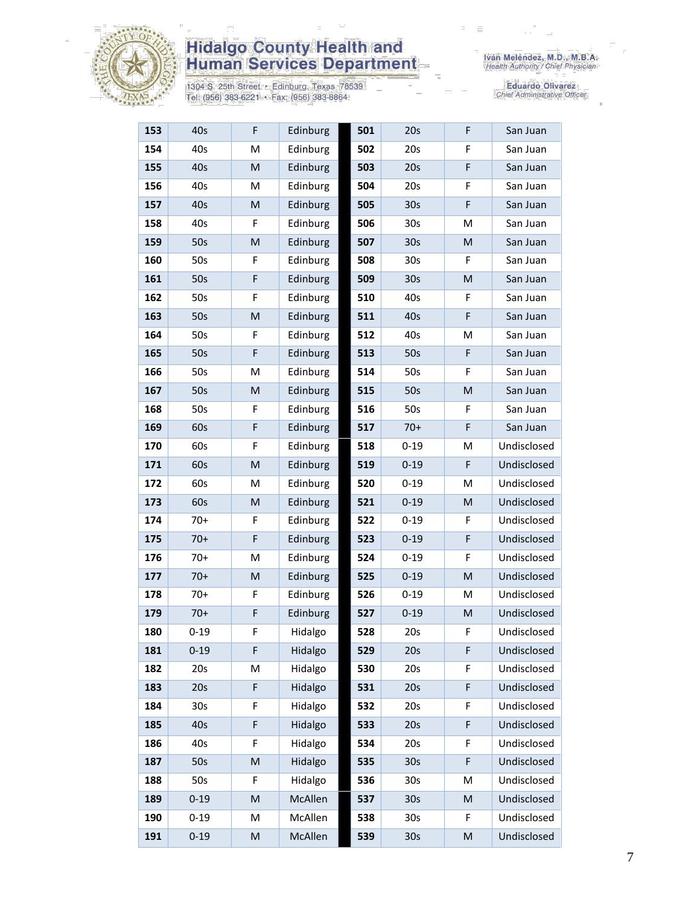| 153 | 40s | F | Edinburg | 501 | 20s | F | San Juan |
|---|---|---|---|---|---|---|---|
| 154 | 40s | M | Edinburg | 502 | 20s | F | San Juan |
| 155 | 40s | M | Edinburg | 503 | 20s | F | San Juan |
| 156 | 40s | M | Edinburg | 504 | 20s | F | San Juan |
| 157 | 40s | M | Edinburg | 505 | 30s | F | San Juan |
| 158 | 40s | F | Edinburg | 506 | 30s | M | San Juan |
| 159 | 50s | M | Edinburg | 507 | 30s | M | San Juan |
| 160 | 50s | F | Edinburg | 508 | 30s | F | San Juan |
| 161 | 50s | F | Edinburg | 509 | 30s | M | San Juan |
| 162 | 50s | F | Edinburg | 510 | 40s | F | San Juan |
| 163 | 50s | M | Edinburg | 511 | 40s | F | San Juan |
| 164 | 50s | F | Edinburg | 512 | 40s | M | San Juan |
| 165 | 50s | F | Edinburg | 513 | 50s | F | San Juan |
| 166 | 50s | M | Edinburg | 514 | 50s | F | San Juan |
| 167 | 50s | M | Edinburg | 515 | 50s | M | San Juan |
| 168 | 50s | F | Edinburg | 516 | 50s | F | San Juan |
| 169 | 60s | F | Edinburg | 517 | 70+ | F | San Juan |
| 170 | 60s | F | Edinburg | 518 | 0-19 | M | Undisclosed |
| 171 | 60s | M | Edinburg | 519 | 0-19 | F | Undisclosed |
| 172 | 60s | M | Edinburg | 520 | 0-19 | M | Undisclosed |
| 173 | 60s | M | Edinburg | 521 | 0-19 | M | Undisclosed |
| 174 | 70+ | F | Edinburg | 522 | 0-19 | F | Undisclosed |
| 175 | 70+ | F | Edinburg | 523 | 0-19 | F | Undisclosed |
| 176 | 70+ | M | Edinburg | 524 | 0-19 | F | Undisclosed |
| 177 | 70+ | M | Edinburg | 525 | 0-19 | M | Undisclosed |
| 178 | 70+ | F | Edinburg | 526 | 0-19 | M | Undisclosed |
| 179 | 70+ | F | Edinburg | 527 | 0-19 | M | Undisclosed |
| 180 | 0-19 | F | Hidalgo | 528 | 20s | F | Undisclosed |
| 181 | 0-19 | F | Hidalgo | 529 | 20s | F | Undisclosed |
| 182 | 20s | M | Hidalgo | 530 | 20s | F | Undisclosed |
| 183 | 20s | F | Hidalgo | 531 | 20s | F | Undisclosed |
| 184 | 30s | F | Hidalgo | 532 | 20s | F | Undisclosed |
| 185 | 40s | F | Hidalgo | 533 | 20s | F | Undisclosed |
| 186 | 40s | F | Hidalgo | 534 | 20s | F | Undisclosed |
| 187 | 50s | M | Hidalgo | 535 | 30s | F | Undisclosed |
| 188 | 50s | F | Hidalgo | 536 | 30s | M | Undisclosed |
| 189 | 0-19 | M | McAllen | 537 | 30s | M | Undisclosed |
| 190 | 0-19 | M | McAllen | 538 | 30s | F | Undisclosed |
| 191 | 0-19 | M | McAllen | 539 | 30s | M | Undisclosed |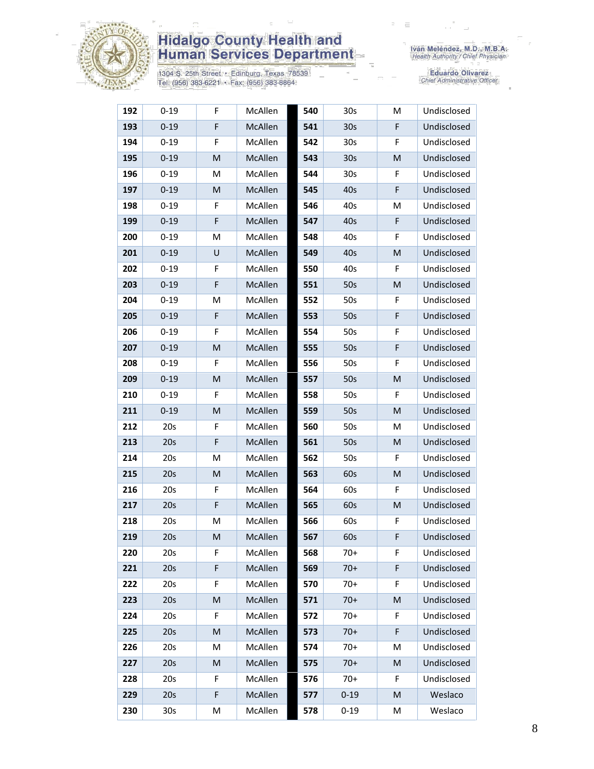| 192 | 0-19 | F | McAllen | | 540 | 30s | M | Undisclosed |
|---|---|---|---|---|---|---|---|---|
| 193 | 0-19 | F | McAllen | | 541 | 30s | F | Undisclosed |
| 194 | 0-19 | F | McAllen | | 542 | 30s | F | Undisclosed |
| 195 | 0-19 | M | McAllen | | 543 | 30s | M | Undisclosed |
| 196 | 0-19 | M | McAllen | | 544 | 30s | F | Undisclosed |
| 197 | 0-19 | M | McAllen | | 545 | 40s | F | Undisclosed |
| 198 | 0-19 | F | McAllen | | 546 | 40s | M | Undisclosed |
| 199 | 0-19 | F | McAllen | | 547 | 40s | F | Undisclosed |
| 200 | 0-19 | M | McAllen | | 548 | 40s | F | Undisclosed |
| 201 | 0-19 | U | McAllen | | 549 | 40s | M | Undisclosed |
| 202 | 0-19 | F | McAllen | | 550 | 40s | F | Undisclosed |
| 203 | 0-19 | F | McAllen | | 551 | 50s | M | Undisclosed |
| 204 | 0-19 | M | McAllen | | 552 | 50s | F | Undisclosed |
| 205 | 0-19 | F | McAllen | | 553 | 50s | F | Undisclosed |
| 206 | 0-19 | F | McAllen | | 554 | 50s | F | Undisclosed |
| 207 | 0-19 | M | McAllen | | 555 | 50s | F | Undisclosed |
| 208 | 0-19 | F | McAllen | | 556 | 50s | F | Undisclosed |
| 209 | 0-19 | M | McAllen | | 557 | 50s | M | Undisclosed |
| 210 | 0-19 | F | McAllen | | 558 | 50s | F | Undisclosed |
| 211 | 0-19 | M | McAllen | | 559 | 50s | M | Undisclosed |
| 212 | 20s | F | McAllen | | 560 | 50s | M | Undisclosed |
| 213 | 20s | F | McAllen | | 561 | 50s | M | Undisclosed |
| 214 | 20s | M | McAllen | | 562 | 50s | F | Undisclosed |
| 215 | 20s | M | McAllen | | 563 | 60s | M | Undisclosed |
| 216 | 20s | F | McAllen | | 564 | 60s | F | Undisclosed |
| 217 | 20s | F | McAllen | | 565 | 60s | M | Undisclosed |
| 218 | 20s | M | McAllen | | 566 | 60s | F | Undisclosed |
| 219 | 20s | M | McAllen | | 567 | 60s | F | Undisclosed |
| 220 | 20s | F | McAllen | | 568 | 70+ | F | Undisclosed |
| 221 | 20s | F | McAllen | | 569 | 70+ | F | Undisclosed |
| 222 | 20s | F | McAllen | | 570 | 70+ | F | Undisclosed |
| 223 | 20s | M | McAllen | | 571 | 70+ | M | Undisclosed |
| 224 | 20s | F | McAllen | | 572 | 70+ | F | Undisclosed |
| 225 | 20s | M | McAllen | | 573 | 70+ | F | Undisclosed |
| 226 | 20s | M | McAllen | | 574 | 70+ | M | Undisclosed |
| 227 | 20s | M | McAllen | | 575 | 70+ | M | Undisclosed |
| 228 | 20s | F | McAllen | | 576 | 70+ | F | Undisclosed |
| 229 | 20s | F | McAllen | | 577 | 0-19 | M | Weslaco |
| 230 | 30s | M | McAllen | | 578 | 0-19 | M | Weslaco |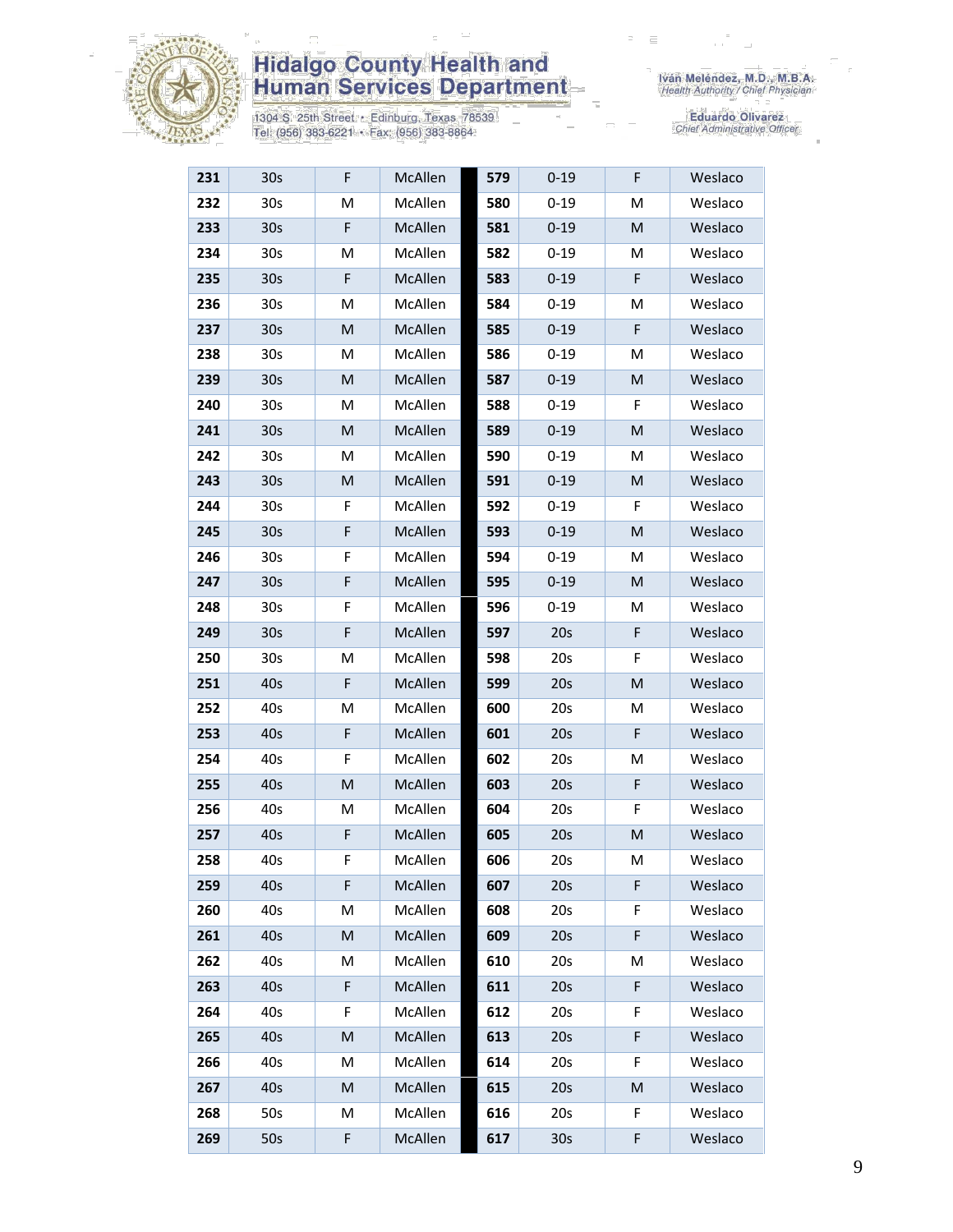| | | | | | | | |
|---|---|---|---|---|---|---|---|
| **231** | 30s | F | McAllen | **579** | 0-19 | F | Weslaco |
| **232** | 30s | M | McAllen | **580** | 0-19 | M | Weslaco |
| **233** | 30s | F | McAllen | **581** | 0-19 | M | Weslaco |
| **234** | 30s | M | McAllen | **582** | 0-19 | M | Weslaco |
| **235** | 30s | F | McAllen | **583** | 0-19 | F | Weslaco |
| **236** | 30s | M | McAllen | **584** | 0-19 | M | Weslaco |
| **237** | 30s | M | McAllen | **585** | 0-19 | F | Weslaco |
| **238** | 30s | M | McAllen | **586** | 0-19 | M | Weslaco |
| **239** | 30s | M | McAllen | **587** | 0-19 | M | Weslaco |
| **240** | 30s | M | McAllen | **588** | 0-19 | F | Weslaco |
| **241** | 30s | M | McAllen | **589** | 0-19 | M | Weslaco |
| **242** | 30s | M | McAllen | **590** | 0-19 | M | Weslaco |
| **243** | 30s | M | McAllen | **591** | 0-19 | M | Weslaco |
| **244** | 30s | F | McAllen | **592** | 0-19 | F | Weslaco |
| **245** | 30s | F | McAllen | **593** | 0-19 | M | Weslaco |
| **246** | 30s | F | McAllen | **594** | 0-19 | M | Weslaco |
| **247** | 30s | F | McAllen | **595** | 0-19 | M | Weslaco |
| **248** | 30s | F | McAllen | **596** | 0-19 | M | Weslaco |
| **249** | 30s | F | McAllen | **597** | 20s | F | Weslaco |
| **250** | 30s | M | McAllen | **598** | 20s | F | Weslaco |
| **251** | 40s | F | McAllen | **599** | 20s | M | Weslaco |
| **252** | 40s | M | McAllen | **600** | 20s | M | Weslaco |
| **253** | 40s | F | McAllen | **601** | 20s | F | Weslaco |
| **254** | 40s | F | McAllen | **602** | 20s | M | Weslaco |
| **255** | 40s | M | McAllen | **603** | 20s | F | Weslaco |
| **256** | 40s | M | McAllen | **604** | 20s | F | Weslaco |
| **257** | 40s | F | McAllen | **605** | 20s | M | Weslaco |
| **258** | 40s | F | McAllen | **606** | 20s | M | Weslaco |
| **259** | 40s | F | McAllen | **607** | 20s | F | Weslaco |
| **260** | 40s | M | McAllen | **608** | 20s | F | Weslaco |
| **261** | 40s | M | McAllen | **609** | 20s | F | Weslaco |
| **262** | 40s | M | McAllen | **610** | 20s | M | Weslaco |
| **263** | 40s | F | McAllen | **611** | 20s | F | Weslaco |
| **264** | 40s | F | McAllen | **612** | 20s | F | Weslaco |
| **265** | 40s | M | McAllen | **613** | 20s | F | Weslaco |
| **266** | 40s | M | McAllen | **614** | 20s | F | Weslaco |
| **267** | 40s | M | McAllen | **615** | 20s | M | Weslaco |
| **268** | 50s | M | McAllen | **616** | 20s | F | Weslaco |
| **269** | 50s | F | McAllen | **617** | 30s | F | Weslaco |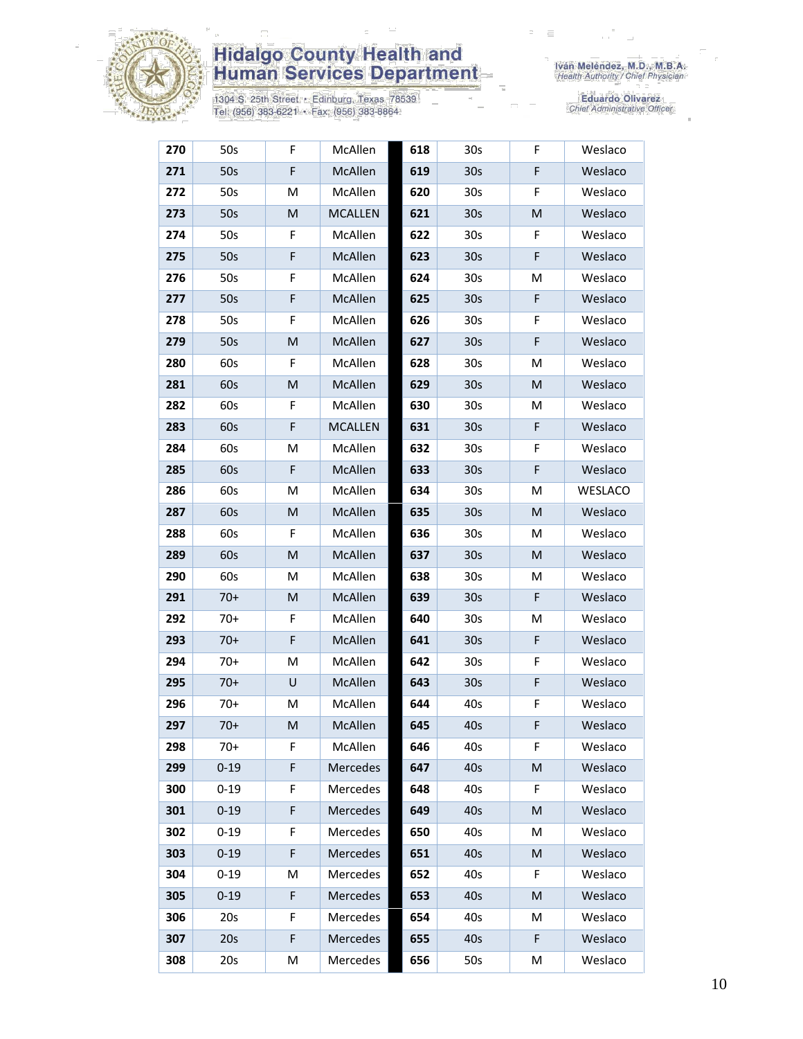| 270 | 50s | F | McAllen | 618 | 30s | F | Weslaco |
|---|---|---|---|---|---|---|---|
| 271 | 50s | F | McAllen | 619 | 30s | F | Weslaco |
| 272 | 50s | M | McAllen | 620 | 30s | F | Weslaco |
| 273 | 50s | M | MCALLEN | 621 | 30s | M | Weslaco |
| 274 | 50s | F | McAllen | 622 | 30s | F | Weslaco |
| 275 | 50s | F | McAllen | 623 | 30s | F | Weslaco |
| 276 | 50s | F | McAllen | 624 | 30s | M | Weslaco |
| 277 | 50s | F | McAllen | 625 | 30s | F | Weslaco |
| 278 | 50s | F | McAllen | 626 | 30s | F | Weslaco |
| 279 | 50s | M | McAllen | 627 | 30s | F | Weslaco |
| 280 | 60s | F | McAllen | 628 | 30s | M | Weslaco |
| 281 | 60s | M | McAllen | 629 | 30s | M | Weslaco |
| 282 | 60s | F | McAllen | 630 | 30s | M | Weslaco |
| 283 | 60s | F | MCALLEN | 631 | 30s | F | Weslaco |
| 284 | 60s | M | McAllen | 632 | 30s | F | Weslaco |
| 285 | 60s | F | McAllen | 633 | 30s | F | Weslaco |
| 286 | 60s | M | McAllen | 634 | 30s | M | WESLACO |
| 287 | 60s | M | McAllen | 635 | 30s | M | Weslaco |
| 288 | 60s | F | McAllen | 636 | 30s | M | Weslaco |
| 289 | 60s | M | McAllen | 637 | 30s | M | Weslaco |
| 290 | 60s | M | McAllen | 638 | 30s | M | Weslaco |
| 291 | 70+ | M | McAllen | 639 | 30s | F | Weslaco |
| 292 | 70+ | F | McAllen | 640 | 30s | M | Weslaco |
| 293 | 70+ | F | McAllen | 641 | 30s | F | Weslaco |
| 294 | 70+ | M | McAllen | 642 | 30s | F | Weslaco |
| 295 | 70+ | U | McAllen | 643 | 30s | F | Weslaco |
| 296 | 70+ | M | McAllen | 644 | 40s | F | Weslaco |
| 297 | 70+ | M | McAllen | 645 | 40s | F | Weslaco |
| 298 | 70+ | F | McAllen | 646 | 40s | F | Weslaco |
| 299 | 0-19 | F | Mercedes | 647 | 40s | M | Weslaco |
| 300 | 0-19 | F | Mercedes | 648 | 40s | F | Weslaco |
| 301 | 0-19 | F | Mercedes | 649 | 40s | M | Weslaco |
| 302 | 0-19 | F | Mercedes | 650 | 40s | M | Weslaco |
| 303 | 0-19 | F | Mercedes | 651 | 40s | M | Weslaco |
| 304 | 0-19 | M | Mercedes | 652 | 40s | F | Weslaco |
| 305 | 0-19 | F | Mercedes | 653 | 40s | M | Weslaco |
| 306 | 20s | F | Mercedes | 654 | 40s | M | Weslaco |
| 307 | 20s | F | Mercedes | 655 | 40s | F | Weslaco |
| 308 | 20s | M | Mercedes | 656 | 50s | M | Weslaco |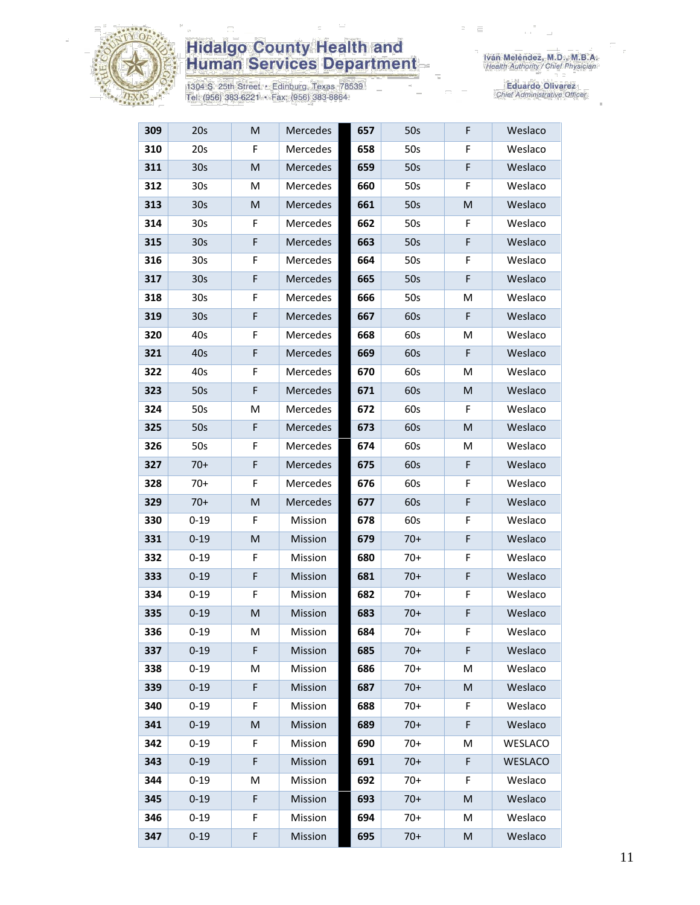Hidalgo County Health and Human Services Department

1304 S. 25th Street • Edinburg, Texas 78539
Tel: (956) 383-6221 • Fax: (956) 383-8864

Iván Meléndez, M.D., M.B.A.
*Health Authority / Chief Physician*

Eduardo Olivarez
*Chief Administrative Officer*

| **309** | 20s | M | Mercedes | **657** | 50s | F | Weslaco |
|---|---|---|---|---|---|---|---|
| **310** | 20s | F | Mercedes | **658** | 50s | F | Weslaco |
| **311** | 30s | M | Mercedes | **659** | 50s | F | Weslaco |
| **312** | 30s | M | Mercedes | **660** | 50s | F | Weslaco |
| **313** | 30s | M | Mercedes | **661** | 50s | M | Weslaco |
| **314** | 30s | F | Mercedes | **662** | 50s | F | Weslaco |
| **315** | 30s | F | Mercedes | **663** | 50s | F | Weslaco |
| **316** | 30s | F | Mercedes | **664** | 50s | F | Weslaco |
| **317** | 30s | F | Mercedes | **665** | 50s | F | Weslaco |
| **318** | 30s | F | Mercedes | **666** | 50s | M | Weslaco |
| **319** | 30s | F | Mercedes | **667** | 60s | F | Weslaco |
| **320** | 40s | F | Mercedes | **668** | 60s | M | Weslaco |
| **321** | 40s | F | Mercedes | **669** | 60s | F | Weslaco |
| **322** | 40s | F | Mercedes | **670** | 60s | M | Weslaco |
| **323** | 50s | F | Mercedes | **671** | 60s | M | Weslaco |
| **324** | 50s | M | Mercedes | **672** | 60s | F | Weslaco |
| **325** | 50s | F | Mercedes | **673** | 60s | M | Weslaco |
| **326** | 50s | F | Mercedes | **674** | 60s | M | Weslaco |
| **327** | 70+ | F | Mercedes | **675** | 60s | F | Weslaco |
| **328** | 70+ | F | Mercedes | **676** | 60s | F | Weslaco |
| **329** | 70+ | M | Mercedes | **677** | 60s | F | Weslaco |
| **330** | 0-19 | F | Mission | **678** | 60s | F | Weslaco |
| **331** | 0-19 | M | Mission | **679** | 70+ | F | Weslaco |
| **332** | 0-19 | F | Mission | **680** | 70+ | F | Weslaco |
| **333** | 0-19 | F | Mission | **681** | 70+ | F | Weslaco |
| **334** | 0-19 | F | Mission | **682** | 70+ | F | Weslaco |
| **335** | 0-19 | M | Mission | **683** | 70+ | F | Weslaco |
| **336** | 0-19 | M | Mission | **684** | 70+ | F | Weslaco |
| **337** | 0-19 | F | Mission | **685** | 70+ | F | Weslaco |
| **338** | 0-19 | M | Mission | **686** | 70+ | M | Weslaco |
| **339** | 0-19 | F | Mission | **687** | 70+ | M | Weslaco |
| **340** | 0-19 | F | Mission | **688** | 70+ | F | Weslaco |
| **341** | 0-19 | M | Mission | **689** | 70+ | F | Weslaco |
| **342** | 0-19 | F | Mission | **690** | 70+ | M | WESLACO |
| **343** | 0-19 | F | Mission | **691** | 70+ | F | WESLACO |
| **344** | 0-19 | M | Mission | **692** | 70+ | F | Weslaco |
| **345** | 0-19 | F | Mission | **693** | 70+ | M | Weslaco |
| **346** | 0-19 | F | Mission | **694** | 70+ | M | Weslaco |
| **347** | 0-19 | F | Mission | **695** | 70+ | M | Weslaco |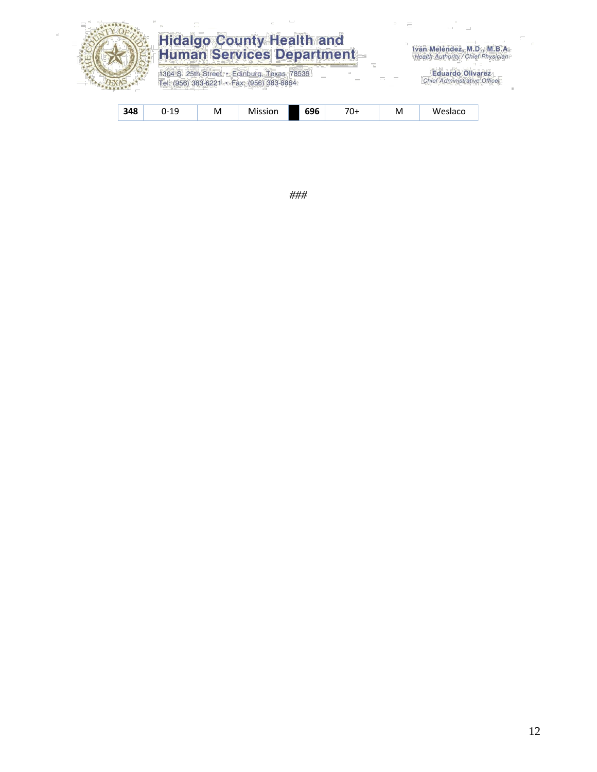| | | | | | | | | |
|---|---|---|---|---|---|---|---|---|
| **348** | 0-19 | M | Mission | | **696** | 70+ | M | Weslaco |

###